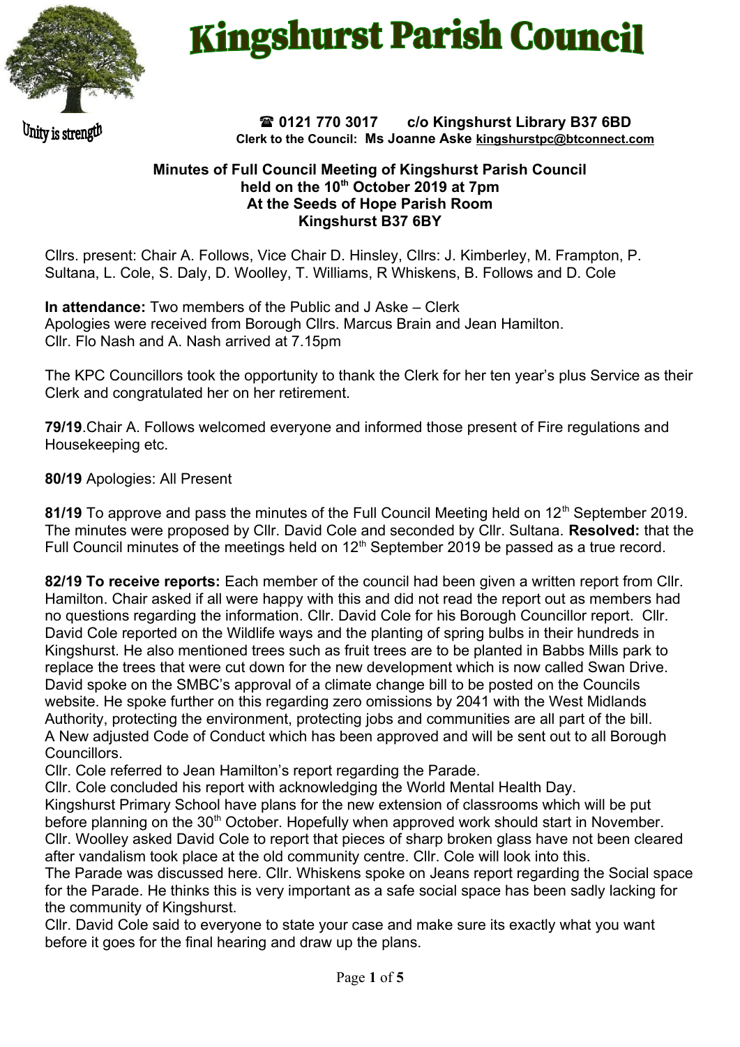# Kingshurst Parish Council

Unity is strength

☎ 0121 770 3017 c/o Kingshurst Library B37 6BD
**Clerk to the Council: Ms Joanne Aske kingshurstpc@btconnect.com**

**Minutes of Full Council Meeting of Kingshurst Parish Council**
**held on the 10th October 2019 at 7pm**
**At the Seeds of Hope Parish Room**
**Kingshurst B37 6BY**

Cllrs. present: Chair A. Follows, Vice Chair D. Hinsley, Cllrs: J. Kimberley, M. Frampton, P. Sultana, L. Cole, S. Daly, D. Woolley, T. Williams, R Whiskens, B. Follows and D. Cole

**In attendance:** Two members of the Public and J Aske – Clerk
Apologies were received from Borough Cllrs. Marcus Brain and Jean Hamilton.
Cllr. Flo Nash and A. Nash arrived at 7.15pm

The KPC Councillors took the opportunity to thank the Clerk for her ten year's plus Service as their Clerk and congratulated her on her retirement.

**79/19**.Chair A. Follows welcomed everyone and informed those present of Fire regulations and Housekeeping etc.

**80/19** Apologies: All Present

**81/19** To approve and pass the minutes of the Full Council Meeting held on 12th September 2019. The minutes were proposed by Cllr. David Cole and seconded by Cllr. Sultana. **Resolved:** that the Full Council minutes of the meetings held on 12th September 2019 be passed as a true record.

**82/19 To receive reports:** Each member of the council had been given a written report from Cllr. Hamilton. Chair asked if all were happy with this and did not read the report out as members had no questions regarding the information. Cllr. David Cole for his Borough Councillor report. Cllr. David Cole reported on the Wildlife ways and the planting of spring bulbs in their hundreds in Kingshurst. He also mentioned trees such as fruit trees are to be planted in Babbs Mills park to replace the trees that were cut down for the new development which is now called Swan Drive. David spoke on the SMBC's approval of a climate change bill to be posted on the Councils website. He spoke further on this regarding zero omissions by 2041 with the West Midlands Authority, protecting the environment, protecting jobs and communities are all part of the bill. A New adjusted Code of Conduct which has been approved and will be sent out to all Borough Councillors.
Cllr. Cole referred to Jean Hamilton's report regarding the Parade.
Cllr. Cole concluded his report with acknowledging the World Mental Health Day.
Kingshurst Primary School have plans for the new extension of classrooms which will be put before planning on the 30th October. Hopefully when approved work should start in November.
Cllr. Woolley asked David Cole to report that pieces of sharp broken glass have not been cleared after vandalism took place at the old community centre. Cllr. Cole will look into this.
The Parade was discussed here. Cllr. Whiskens spoke on Jeans report regarding the Social space for the Parade. He thinks this is very important as a safe social space has been sadly lacking for the community of Kingshurst.
Cllr. David Cole said to everyone to state your case and make sure its exactly what you want before it goes for the final hearing and draw up the plans.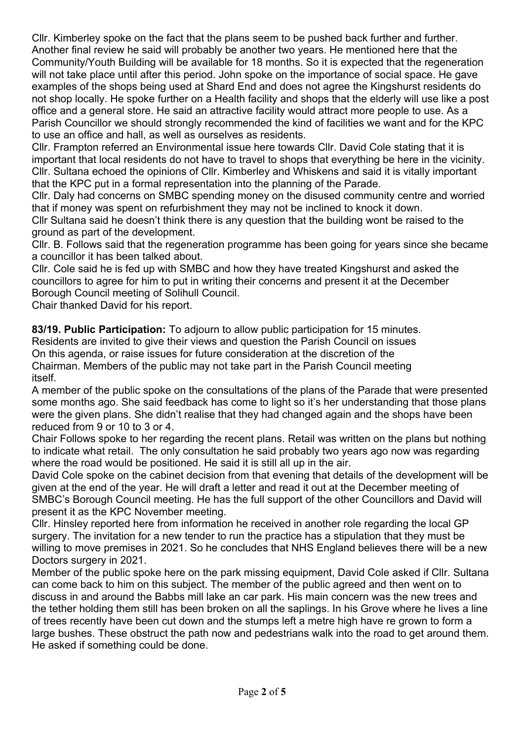Cllr. Kimberley spoke on the fact that the plans seem to be pushed back further and further. Another final review he said will probably be another two years. He mentioned here that the Community/Youth Building will be available for 18 months. So it is expected that the regeneration will not take place until after this period. John spoke on the importance of social space. He gave examples of the shops being used at Shard End and does not agree the Kingshurst residents do not shop locally. He spoke further on a Health facility and shops that the elderly will use like a post office and a general store. He said an attractive facility would attract more people to use. As a Parish Councillor we should strongly recommended the kind of facilities we want and for the KPC to use an office and hall, as well as ourselves as residents.

Cllr. Frampton referred an Environmental issue here towards Cllr. David Cole stating that it is important that local residents do not have to travel to shops that everything be here in the vicinity.

Cllr. Sultana echoed the opinions of Cllr. Kimberley and Whiskens and said it is vitally important that the KPC put in a formal representation into the planning of the Parade.

Cllr. Daly had concerns on SMBC spending money on the disused community centre and worried that if money was spent on refurbishment they may not be inclined to knock it down.

Cllr Sultana said he doesn't think there is any question that the building wont be raised to the ground as part of the development.

Cllr. B. Follows said that the regeneration programme has been going for years since she became a councillor it has been talked about.

Cllr. Cole said he is fed up with SMBC and how they have treated Kingshurst and asked the councillors to agree for him to put in writing their concerns and present it at the December Borough Council meeting of Solihull Council.

Chair thanked David for his report.

**83/19. Public Participation:** To adjourn to allow public participation for 15 minutes. Residents are invited to give their views and question the Parish Council on issues On this agenda, or raise issues for future consideration at the discretion of the Chairman. Members of the public may not take part in the Parish Council meeting itself.

A member of the public spoke on the consultations of the plans of the Parade that were presented some months ago. She said feedback has come to light so it's her understanding that those plans were the given plans. She didn't realise that they had changed again and the shops have been reduced from 9 or 10 to 3 or 4.

Chair Follows spoke to her regarding the recent plans. Retail was written on the plans but nothing to indicate what retail. The only consultation he said probably two years ago now was regarding where the road would be positioned. He said it is still all up in the air.

David Cole spoke on the cabinet decision from that evening that details of the development will be given at the end of the year. He will draft a letter and read it out at the December meeting of SMBC's Borough Council meeting. He has the full support of the other Councillors and David will present it as the KPC November meeting.

Cllr. Hinsley reported here from information he received in another role regarding the local GP surgery. The invitation for a new tender to run the practice has a stipulation that they must be willing to move premises in 2021. So he concludes that NHS England believes there will be a new Doctors surgery in 2021.

Member of the public spoke here on the park missing equipment, David Cole asked if Cllr. Sultana can come back to him on this subject. The member of the public agreed and then went on to discuss in and around the Babbs mill lake an car park. His main concern was the new trees and the tether holding them still has been broken on all the saplings. In his Grove where he lives a line of trees recently have been cut down and the stumps left a metre high have re grown to form a large bushes. These obstruct the path now and pedestrians walk into the road to get around them. He asked if something could be done.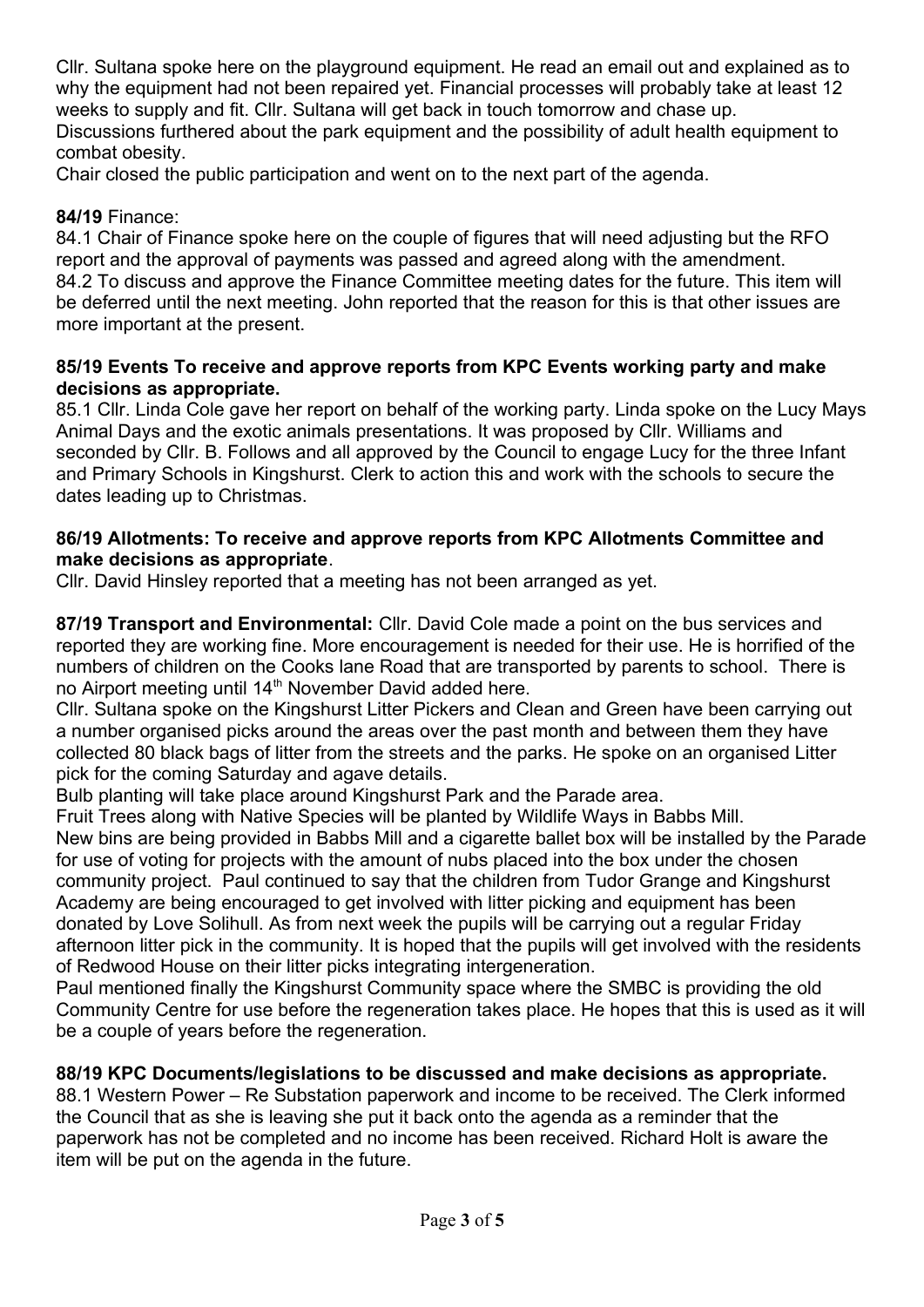Cllr. Sultana spoke here on the playground equipment. He read an email out and explained as to why the equipment had not been repaired yet. Financial processes will probably take at least 12 weeks to supply and fit. Cllr. Sultana will get back in touch tomorrow and chase up.
Discussions furthered about the park equipment and the possibility of adult health equipment to combat obesity.
Chair closed the public participation and went on to the next part of the agenda.

**84/19** Finance:
84.1 Chair of Finance spoke here on the couple of figures that will need adjusting but the RFO report and the approval of payments was passed and agreed along with the amendment.
84.2 To discuss and approve the Finance Committee meeting dates for the future. This item will be deferred until the next meeting. John reported that the reason for this is that other issues are more important at the present.

**85/19 Events To receive and approve reports from KPC Events working party and make decisions as appropriate.**
85.1 Cllr. Linda Cole gave her report on behalf of the working party. Linda spoke on the Lucy Mays Animal Days and the exotic animals presentations. It was proposed by Cllr. Williams and seconded by Cllr. B. Follows and all approved by the Council to engage Lucy for the three Infant and Primary Schools in Kingshurst. Clerk to action this and work with the schools to secure the dates leading up to Christmas.

**86/19 Allotments: To receive and approve reports from KPC Allotments Committee and make decisions as appropriate**.
Cllr. David Hinsley reported that a meeting has not been arranged as yet.

**87/19 Transport and Environmental:** Cllr. David Cole made a point on the bus services and reported they are working fine. More encouragement is needed for their use. He is horrified of the numbers of children on the Cooks lane Road that are transported by parents to school. There is no Airport meeting until 14th November David added here.
Cllr. Sultana spoke on the Kingshurst Litter Pickers and Clean and Green have been carrying out a number organised picks around the areas over the past month and between them they have collected 80 black bags of litter from the streets and the parks. He spoke on an organised Litter pick for the coming Saturday and agave details.
Bulb planting will take place around Kingshurst Park and the Parade area.
Fruit Trees along with Native Species will be planted by Wildlife Ways in Babbs Mill.
New bins are being provided in Babbs Mill and a cigarette ballet box will be installed by the Parade for use of voting for projects with the amount of nubs placed into the box under the chosen community project. Paul continued to say that the children from Tudor Grange and Kingshurst Academy are being encouraged to get involved with litter picking and equipment has been donated by Love Solihull. As from next week the pupils will be carrying out a regular Friday afternoon litter pick in the community. It is hoped that the pupils will get involved with the residents of Redwood House on their litter picks integrating intergeneration.
Paul mentioned finally the Kingshurst Community space where the SMBC is providing the old Community Centre for use before the regeneration takes place. He hopes that this is used as it will be a couple of years before the regeneration.

**88/19 KPC Documents/legislations to be discussed and make decisions as appropriate.**
88.1 Western Power – Re Substation paperwork and income to be received. The Clerk informed the Council that as she is leaving she put it back onto the agenda as a reminder that the paperwork has not be completed and no income has been received. Richard Holt is aware the item will be put on the agenda in the future.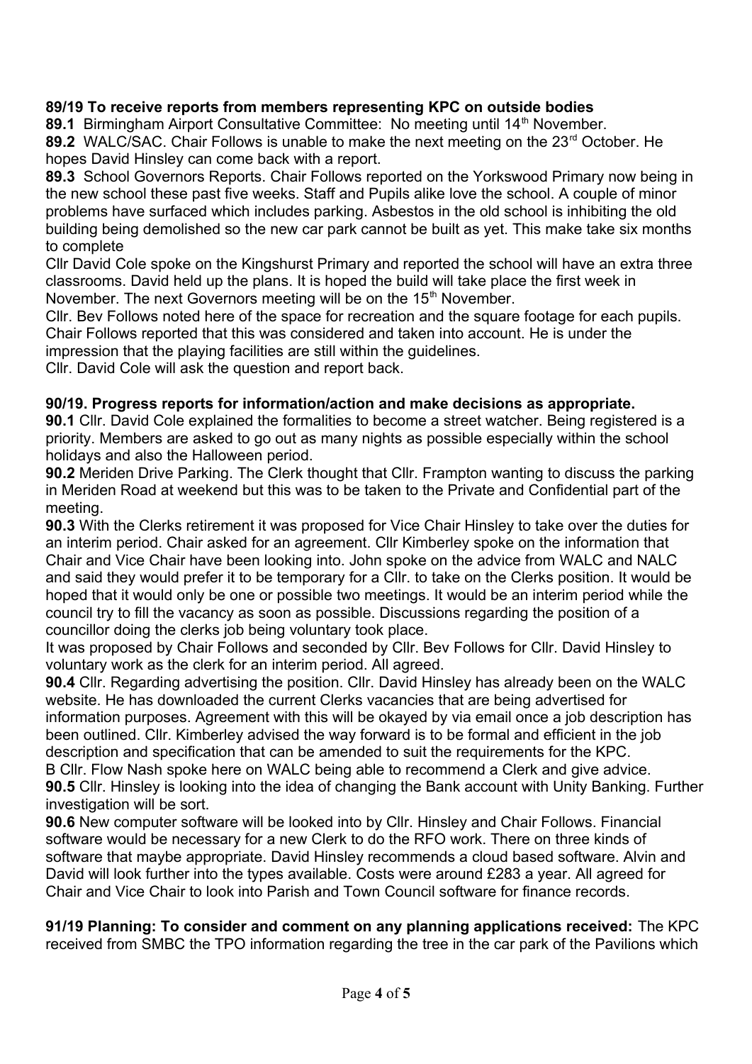**89/19 To receive reports from members representing KPC on outside bodies**

**89.1** Birmingham Airport Consultative Committee: No meeting until 14th November.

**89.2** WALC/SAC. Chair Follows is unable to make the next meeting on the 23rd October. He hopes David Hinsley can come back with a report.

**89.3** School Governors Reports. Chair Follows reported on the Yorkswood Primary now being in the new school these past five weeks. Staff and Pupils alike love the school. A couple of minor problems have surfaced which includes parking. Asbestos in the old school is inhibiting the old building being demolished so the new car park cannot be built as yet. This make take six months to complete

Cllr David Cole spoke on the Kingshurst Primary and reported the school will have an extra three classrooms. David held up the plans. It is hoped the build will take place the first week in November. The next Governors meeting will be on the 15th November.

Cllr. Bev Follows noted here of the space for recreation and the square footage for each pupils. Chair Follows reported that this was considered and taken into account. He is under the impression that the playing facilities are still within the guidelines.

Cllr. David Cole will ask the question and report back.

**90/19. Progress reports for information/action and make decisions as appropriate.**

**90.1** Cllr. David Cole explained the formalities to become a street watcher. Being registered is a priority. Members are asked to go out as many nights as possible especially within the school holidays and also the Halloween period.

**90.2** Meriden Drive Parking. The Clerk thought that Cllr. Frampton wanting to discuss the parking in Meriden Road at weekend but this was to be taken to the Private and Confidential part of the meeting.

**90.3** With the Clerks retirement it was proposed for Vice Chair Hinsley to take over the duties for an interim period. Chair asked for an agreement. Cllr Kimberley spoke on the information that Chair and Vice Chair have been looking into. John spoke on the advice from WALC and NALC and said they would prefer it to be temporary for a Cllr. to take on the Clerks position. It would be hoped that it would only be one or possible two meetings. It would be an interim period while the council try to fill the vacancy as soon as possible. Discussions regarding the position of a councillor doing the clerks job being voluntary took place.

It was proposed by Chair Follows and seconded by Cllr. Bev Follows for Cllr. David Hinsley to voluntary work as the clerk for an interim period. All agreed.

**90.4** Cllr. Regarding advertising the position. Cllr. David Hinsley has already been on the WALC website. He has downloaded the current Clerks vacancies that are being advertised for information purposes. Agreement with this will be okayed by via email once a job description has been outlined. Cllr. Kimberley advised the way forward is to be formal and efficient in the job description and specification that can be amended to suit the requirements for the KPC.

B Cllr. Flow Nash spoke here on WALC being able to recommend a Clerk and give advice.

**90.5** Cllr. Hinsley is looking into the idea of changing the Bank account with Unity Banking. Further investigation will be sort.

**90.6** New computer software will be looked into by Cllr. Hinsley and Chair Follows. Financial software would be necessary for a new Clerk to do the RFO work. There on three kinds of software that maybe appropriate. David Hinsley recommends a cloud based software. Alvin and David will look further into the types available. Costs were around £283 a year. All agreed for Chair and Vice Chair to look into Parish and Town Council software for finance records.

**91/19 Planning: To consider and comment on any planning applications received:** The KPC received from SMBC the TPO information regarding the tree in the car park of the Pavilions which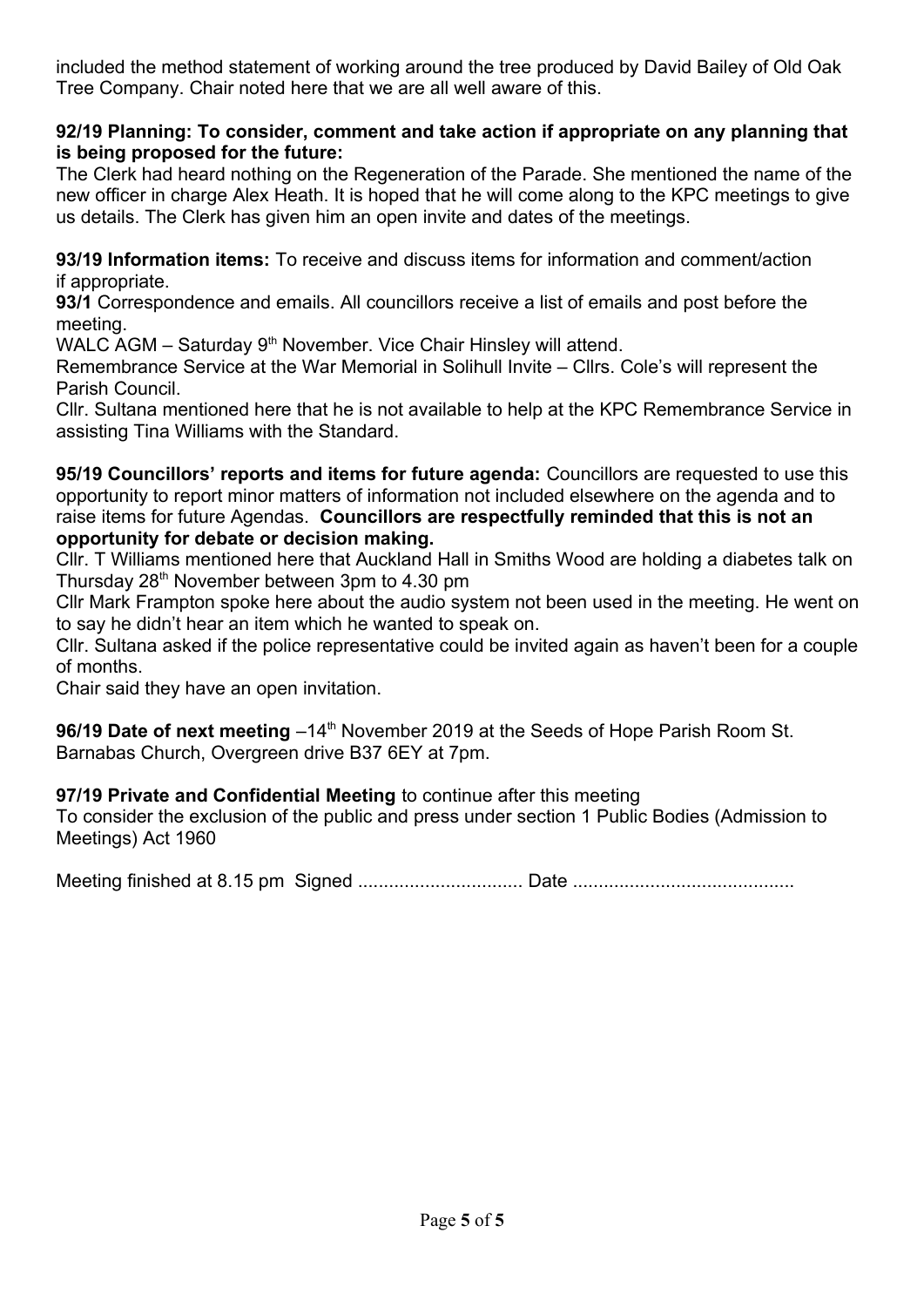included the method statement of working around the tree produced by David Bailey of Old Oak Tree Company. Chair noted here that we are all well aware of this.

**92/19 Planning: To consider, comment and take action if appropriate on any planning that is being proposed for the future:**
The Clerk had heard nothing on the Regeneration of the Parade. She mentioned the name of the new officer in charge Alex Heath. It is hoped that he will come along to the KPC meetings to give us details. The Clerk has given him an open invite and dates of the meetings.

**93/19 Information items:** To receive and discuss items for information and comment/action if appropriate.
**93/1** Correspondence and emails. All councillors receive a list of emails and post before the meeting.
WALC AGM – Saturday 9th November. Vice Chair Hinsley will attend.
Remembrance Service at the War Memorial in Solihull Invite – Cllrs. Cole's will represent the Parish Council.
Cllr. Sultana mentioned here that he is not available to help at the KPC Remembrance Service in assisting Tina Williams with the Standard.

**95/19 Councillors' reports and items for future agenda:** Councillors are requested to use this opportunity to report minor matters of information not included elsewhere on the agenda and to raise items for future Agendas. **Councillors are respectfully reminded that this is not an opportunity for debate or decision making.**
Cllr. T Williams mentioned here that Auckland Hall in Smiths Wood are holding a diabetes talk on Thursday 28th November between 3pm to 4.30 pm
Cllr Mark Frampton spoke here about the audio system not been used in the meeting. He went on to say he didn't hear an item which he wanted to speak on.
Cllr. Sultana asked if the police representative could be invited again as haven't been for a couple of months.
Chair said they have an open invitation.

**96/19 Date of next meeting** –14th November 2019 at the Seeds of Hope Parish Room St. Barnabas Church, Overgreen drive B37 6EY at 7pm.

**97/19 Private and Confidential Meeting** to continue after this meeting
To consider the exclusion of the public and press under section 1 Public Bodies (Admission to Meetings) Act 1960

Meeting finished at 8.15 pm Signed ................................ Date ..........................................